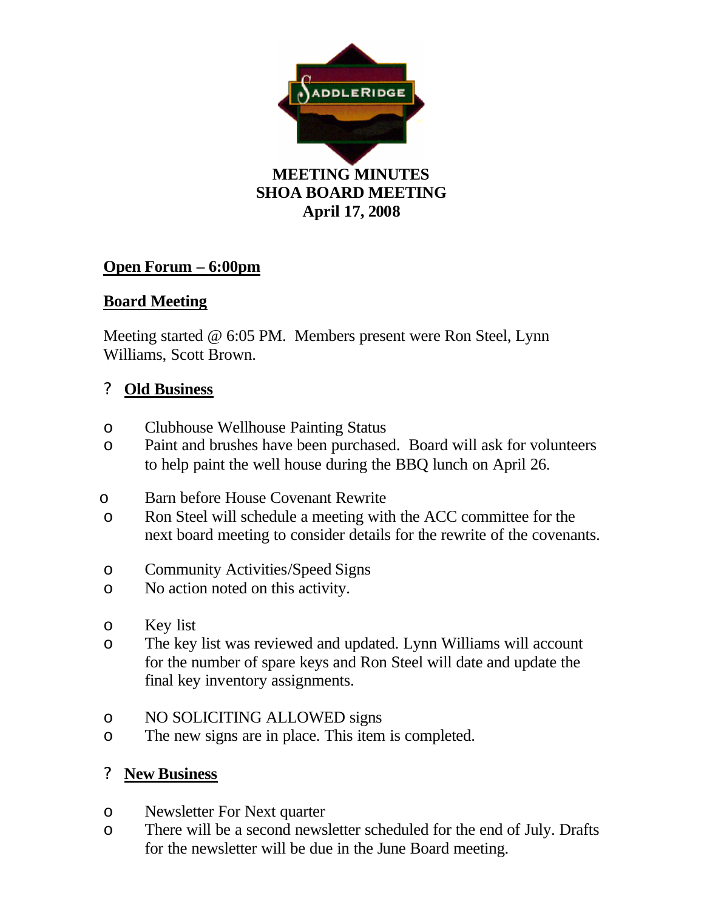# MEETING MINUTES
# SHOA BOARD MEETING
# April 17, 2008

## Open Forum – 6:00pm

## Board Meeting

Meeting started @ 6:05 PM. Members present were Ron Steel, Lynn Williams, Scott Brown.

? **Old Business**

- Clubhouse Wellhouse Painting Status
- Paint and brushes have been purchased. Board will ask for volunteers to help paint the well house during the BBQ lunch on April 26.

- Barn before House Covenant Rewrite
- Ron Steel will schedule a meeting with the ACC committee for the next board meeting to consider details for the rewrite of the covenants.

- Community Activities/Speed Signs
- No action noted on this activity.

- Key list
- The key list was reviewed and updated. Lynn Williams will account for the number of spare keys and Ron Steel will date and update the final key inventory assignments.

- NO SOLICITING ALLOWED signs
- The new signs are in place. This item is completed.

? **New Business**

- Newsletter For Next quarter
- There will be a second newsletter scheduled for the end of July. Drafts for the newsletter will be due in the June Board meeting.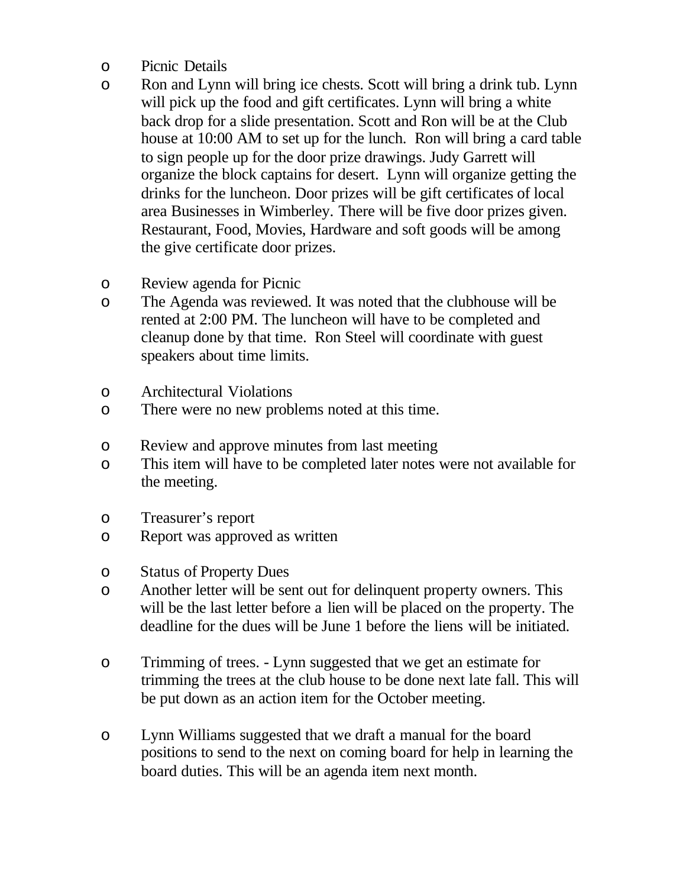- Picnic Details
- Ron and Lynn will bring ice chests. Scott will bring a drink tub. Lynn will pick up the food and gift certificates. Lynn will bring a white back drop for a slide presentation. Scott and Ron will be at the Club house at 10:00 AM to set up for the lunch. Ron will bring a card table to sign people up for the door prize drawings. Judy Garrett will organize the block captains for desert. Lynn will organize getting the drinks for the luncheon. Door prizes will be gift certificates of local area Businesses in Wimberley. There will be five door prizes given. Restaurant, Food, Movies, Hardware and soft goods will be among the give certificate door prizes.

- Review agenda for Picnic
- The Agenda was reviewed. It was noted that the clubhouse will be rented at 2:00 PM. The luncheon will have to be completed and cleanup done by that time. Ron Steel will coordinate with guest speakers about time limits.

- Architectural Violations
- There were no new problems noted at this time.

- Review and approve minutes from last meeting
- This item will have to be completed later notes were not available for the meeting.

- Treasurer's report
- Report was approved as written

- Status of Property Dues
- Another letter will be sent out for delinquent property owners. This will be the last letter before a lien will be placed on the property. The deadline for the dues will be June 1 before the liens will be initiated.

- Trimming of trees. - Lynn suggested that we get an estimate for trimming the trees at the club house to be done next late fall. This will be put down as an action item for the October meeting.

- Lynn Williams suggested that we draft a manual for the board positions to send to the next on coming board for help in learning the board duties. This will be an agenda item next month.